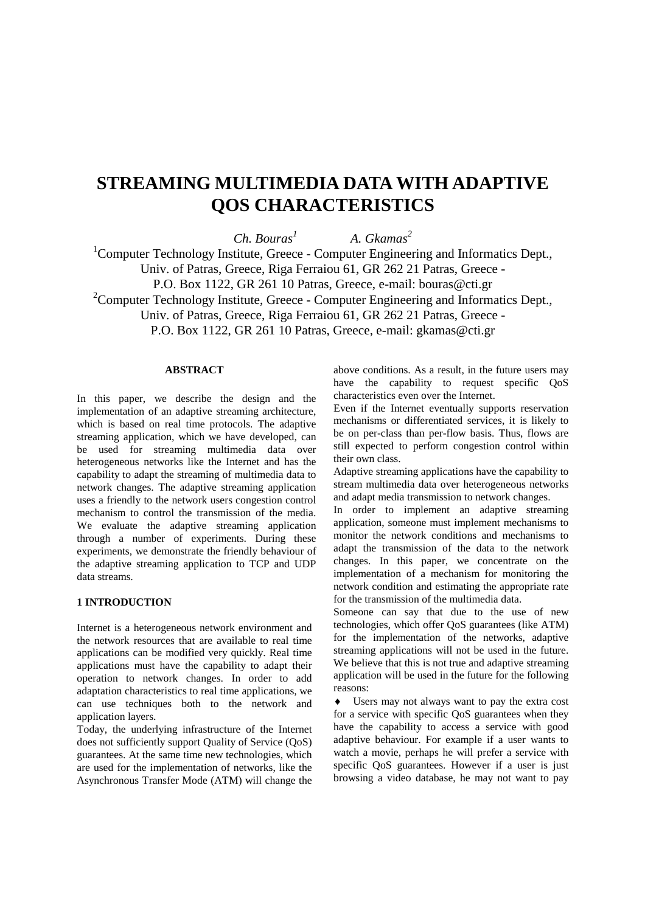# STREAMING MULTIMEDIA DATA WITH ADAPTIVE QOS CHARACTERISTICS

*Ch. Bouras*[1] *A. Gkamas*[2]

[1]Computer Technology Institute, Greece - Computer Engineering and Informatics Dept., Univ. of Patras, Greece, Riga Ferraiou 61, GR 262 21 Patras, Greece - P.O. Box 1122, GR 261 10 Patras, Greece, e-mail: bouras@cti.gr

[2]Computer Technology Institute, Greece - Computer Engineering and Informatics Dept., Univ. of Patras, Greece, Riga Ferraiou 61, GR 262 21 Patras, Greece - P.O. Box 1122, GR 261 10 Patras, Greece, e-mail: gkamas@cti.gr

### ABSTRACT

In this paper, we describe the design and the implementation of an adaptive streaming architecture, which is based on real time protocols. The adaptive streaming application, which we have developed, can be used for streaming multimedia data over heterogeneous networks like the Internet and has the capability to adapt the streaming of multimedia data to network changes. The adaptive streaming application uses a friendly to the network users congestion control mechanism to control the transmission of the media. We evaluate the adaptive streaming application through a number of experiments. During these experiments, we demonstrate the friendly behaviour of the adaptive streaming application to TCP and UDP data streams.

## 1 INTRODUCTION

Internet is a heterogeneous network environment and the network resources that are available to real time applications can be modified very quickly. Real time applications must have the capability to adapt their operation to network changes. In order to add adaptation characteristics to real time applications, we can use techniques both to the network and application layers.

Today, the underlying infrastructure of the Internet does not sufficiently support Quality of Service (QoS) guarantees. At the same time new technologies, which are used for the implementation of networks, like the Asynchronous Transfer Mode (ATM) will change the above conditions. As a result, in the future users may have the capability to request specific QoS characteristics even over the Internet.

Even if the Internet eventually supports reservation mechanisms or differentiated services, it is likely to be on per-class than per-flow basis. Thus, flows are still expected to perform congestion control within their own class.

Adaptive streaming applications have the capability to stream multimedia data over heterogeneous networks and adapt media transmission to network changes.

In order to implement an adaptive streaming application, someone must implement mechanisms to monitor the network conditions and mechanisms to adapt the transmission of the data to the network changes. In this paper, we concentrate on the implementation of a mechanism for monitoring the network condition and estimating the appropriate rate for the transmission of the multimedia data.

Someone can say that due to the use of new technologies, which offer QoS guarantees (like ATM) for the implementation of the networks, adaptive streaming applications will not be used in the future. We believe that this is not true and adaptive streaming application will be used in the future for the following reasons:

- Users may not always want to pay the extra cost for a service with specific QoS guarantees when they have the capability to access a service with good adaptive behaviour. For example if a user wants to watch a movie, perhaps he will prefer a service with specific QoS guarantees. However if a user is just browsing a video database, he may not want to pay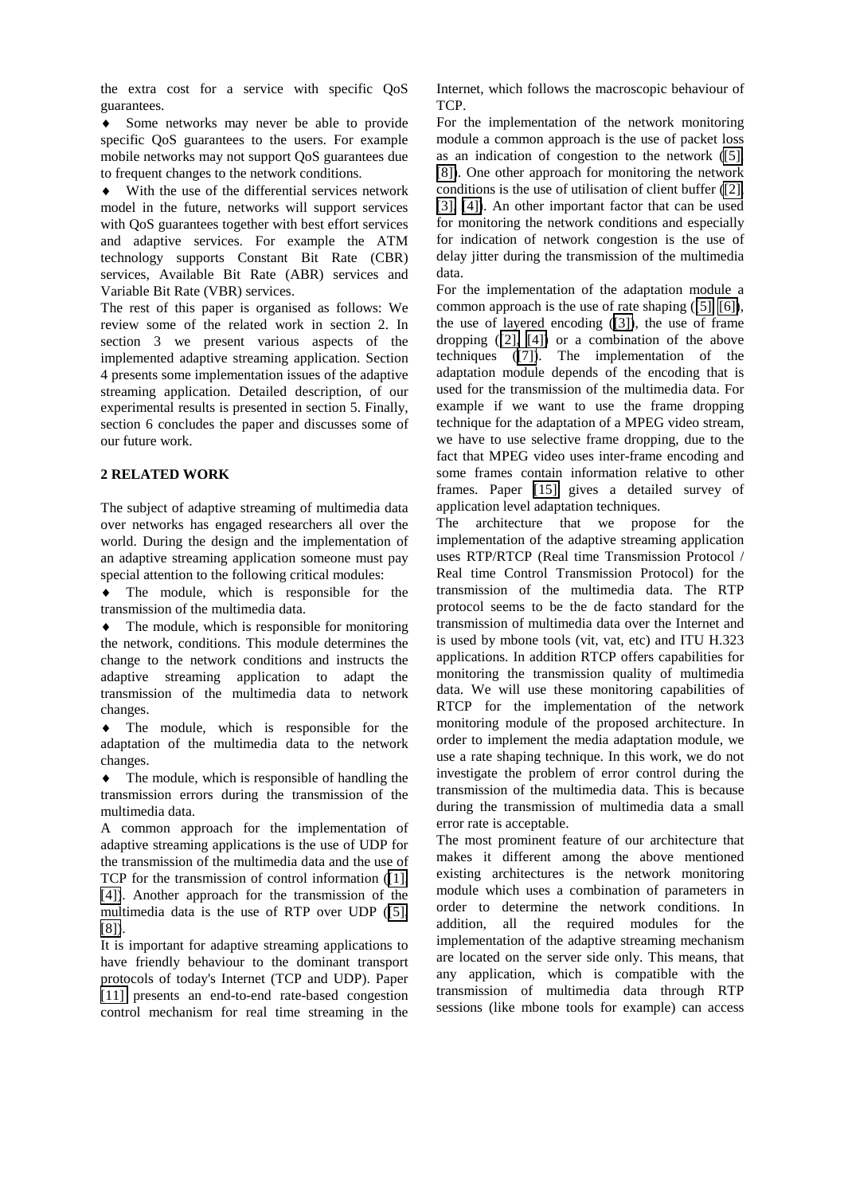the extra cost for a service with specific QoS guarantees.

- Some networks may never be able to provide specific QoS guarantees to the users. For example mobile networks may not support QoS guarantees due to frequent changes to the network conditions.
- With the use of the differential services network model in the future, networks will support services with QoS guarantees together with best effort services and adaptive services. For example the ATM technology supports Constant Bit Rate (CBR) services, Available Bit Rate (ABR) services and Variable Bit Rate (VBR) services.

The rest of this paper is organised as follows: We review some of the related work in section 2. In section 3 we present various aspects of the implemented adaptive streaming application. Section 4 presents some implementation issues of the adaptive streaming application. Detailed description, of our experimental results is presented in section 5. Finally, section 6 concludes the paper and discusses some of our future work.

## 2 RELATED WORK

The subject of adaptive streaming of multimedia data over networks has engaged researchers all over the world. During the design and the implementation of an adaptive streaming application someone must pay special attention to the following critical modules:

- The module, which is responsible for the transmission of the multimedia data.
- The module, which is responsible for monitoring the network, conditions. This module determines the change to the network conditions and instructs the adaptive streaming application to adapt the transmission of the multimedia data to network changes.
- The module, which is responsible for the adaptation of the multimedia data to the network changes.
- The module, which is responsible of handling the transmission errors during the transmission of the multimedia data.

A common approach for the implementation of adaptive streaming applications is the use of UDP for the transmission of the multimedia data and the use of TCP for the transmission of control information ([1], [4]). Another approach for the transmission of the multimedia data is the use of RTP over UDP ([5], [8]).

It is important for adaptive streaming applications to have friendly behaviour to the dominant transport protocols of today's Internet (TCP and UDP). Paper [11] presents an end-to-end rate-based congestion control mechanism for real time streaming in the Internet, which follows the macroscopic behaviour of TCP.

For the implementation of the network monitoring module a common approach is the use of packet loss as an indication of congestion to the network ([5], [8]). One other approach for monitoring the network conditions is the use of utilisation of client buffer ([2], [3], [4]). An other important factor that can be used for monitoring the network conditions and especially for indication of network congestion is the use of delay jitter during the transmission of the multimedia data.

For the implementation of the adaptation module a common approach is the use of rate shaping ([5], [6]), the use of layered encoding ([3]), the use of frame dropping ([2], [4]) or a combination of the above techniques ([7]). The implementation of the adaptation module depends of the encoding that is used for the transmission of the multimedia data. For example if we want to use the frame dropping technique for the adaptation of a MPEG video stream, we have to use selective frame dropping, due to the fact that MPEG video uses inter-frame encoding and some frames contain information relative to other frames. Paper [15] gives a detailed survey of application level adaptation techniques.

The architecture that we propose for the implementation of the adaptive streaming application uses RTP/RTCP (Real time Transmission Protocol / Real time Control Transmission Protocol) for the transmission of the multimedia data. The RTP protocol seems to be the de facto standard for the transmission of multimedia data over the Internet and is used by mbone tools (vit, vat, etc) and ITU H.323 applications. In addition RTCP offers capabilities for monitoring the transmission quality of multimedia data. We will use these monitoring capabilities of RTCP for the implementation of the network monitoring module of the proposed architecture. In order to implement the media adaptation module, we use a rate shaping technique. In this work, we do not investigate the problem of error control during the transmission of the multimedia data. This is because during the transmission of multimedia data a small error rate is acceptable.

The most prominent feature of our architecture that makes it different among the above mentioned existing architectures is the network monitoring module which uses a combination of parameters in order to determine the network conditions. In addition, all the required modules for the implementation of the adaptive streaming mechanism are located on the server side only. This means, that any application, which is compatible with the transmission of multimedia data through RTP sessions (like mbone tools for example) can access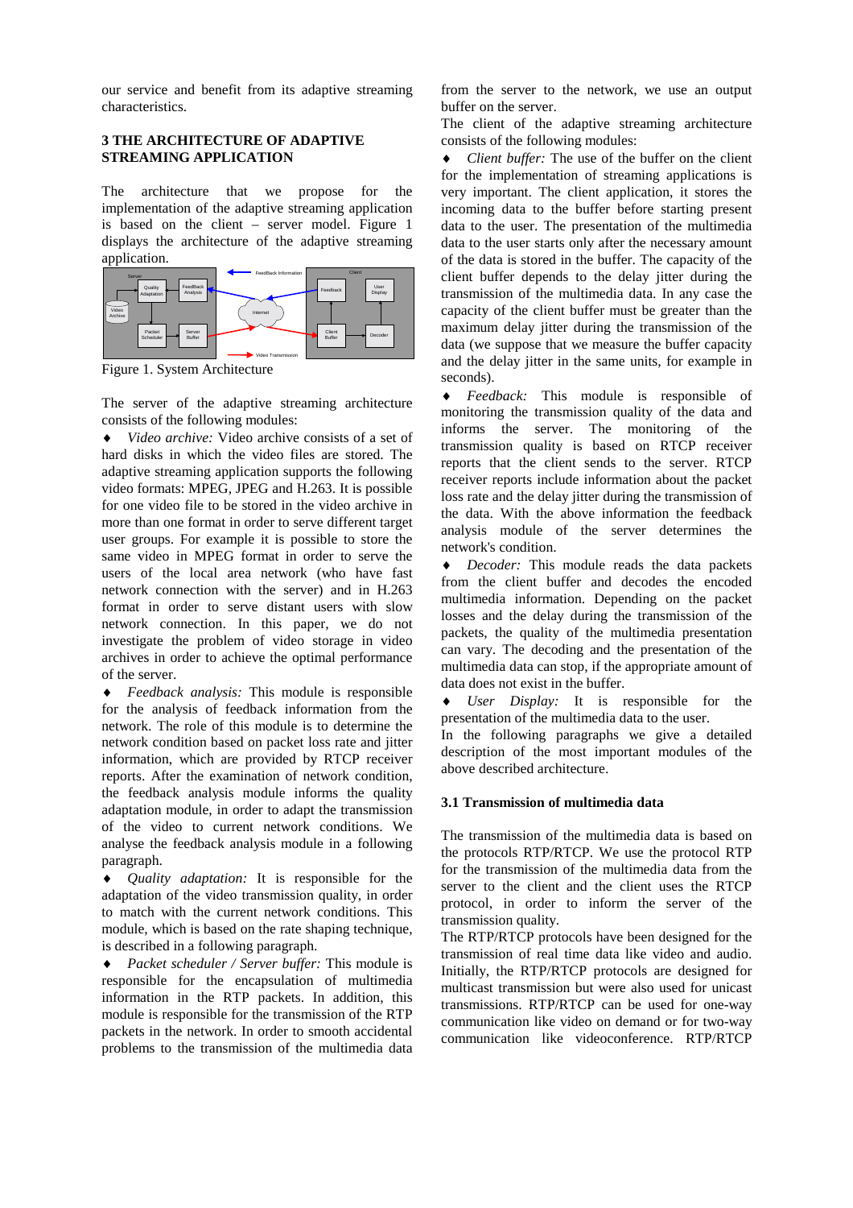our service and benefit from its adaptive streaming characteristics.

### 3 THE ARCHITECTURE OF ADAPTIVE STREAMING APPLICATION

The architecture that we propose for the implementation of the adaptive streaming application is based on the client – server model. Figure 1 displays the architecture of the adaptive streaming application.

Figure 1. System Architecture

The server of the adaptive streaming architecture consists of the following modules:

- *Video archive:* Video archive consists of a set of hard disks in which the video files are stored. The adaptive streaming application supports the following video formats: MPEG, JPEG and H.263. It is possible for one video file to be stored in the video archive in more than one format in order to serve different target user groups. For example it is possible to store the same video in MPEG format in order to serve the users of the local area network (who have fast network connection with the server) and in H.263 format in order to serve distant users with slow network connection. In this paper, we do not investigate the problem of video storage in video archives in order to achieve the optimal performance of the server.
- *Feedback analysis:* This module is responsible for the analysis of feedback information from the network. The role of this module is to determine the network condition based on packet loss rate and jitter information, which are provided by RTCP receiver reports. After the examination of network condition, the feedback analysis module informs the quality adaptation module, in order to adapt the transmission of the video to current network conditions. We analyse the feedback analysis module in a following paragraph.
- *Quality adaptation:* It is responsible for the adaptation of the video transmission quality, in order to match with the current network conditions. This module, which is based on the rate shaping technique, is described in a following paragraph.
- *Packet scheduler / Server buffer:* This module is responsible for the encapsulation of multimedia information in the RTP packets. In addition, this module is responsible for the transmission of the RTP packets in the network. In order to smooth accidental problems to the transmission of the multimedia data from the server to the network, we use an output buffer on the server.

The client of the adaptive streaming architecture consists of the following modules:

- *Client buffer:* The use of the buffer on the client for the implementation of streaming applications is very important. The client application, it stores the incoming data to the buffer before starting present data to the user. The presentation of the multimedia data to the user starts only after the necessary amount of the data is stored in the buffer. The capacity of the client buffer depends to the delay jitter during the transmission of the multimedia data. In any case the capacity of the client buffer must be greater than the maximum delay jitter during the transmission of the data (we suppose that we measure the buffer capacity and the delay jitter in the same units, for example in seconds).
- *Feedback:* This module is responsible of monitoring the transmission quality of the data and informs the server. The monitoring of the transmission quality is based on RTCP receiver reports that the client sends to the server. RTCP receiver reports include information about the packet loss rate and the delay jitter during the transmission of the data. With the above information the feedback analysis module of the server determines the network's condition.
- *Decoder:* This module reads the data packets from the client buffer and decodes the encoded multimedia information. Depending on the packet losses and the delay during the transmission of the packets, the quality of the multimedia presentation can vary. The decoding and the presentation of the multimedia data can stop, if the appropriate amount of data does not exist in the buffer.
- *User Display:* It is responsible for the presentation of the multimedia data to the user.

In the following paragraphs we give a detailed description of the most important modules of the above described architecture.

#### 3.1 Transmission of multimedia data

The transmission of the multimedia data is based on the protocols RTP/RTCP. We use the protocol RTP for the transmission of the multimedia data from the server to the client and the client uses the RTCP protocol, in order to inform the server of the transmission quality.

The RTP/RTCP protocols have been designed for the transmission of real time data like video and audio. Initially, the RTP/RTCP protocols are designed for multicast transmission but were also used for unicast transmissions. RTP/RTCP can be used for one-way communication like video on demand or for two-way communication like videoconference. RTP/RTCP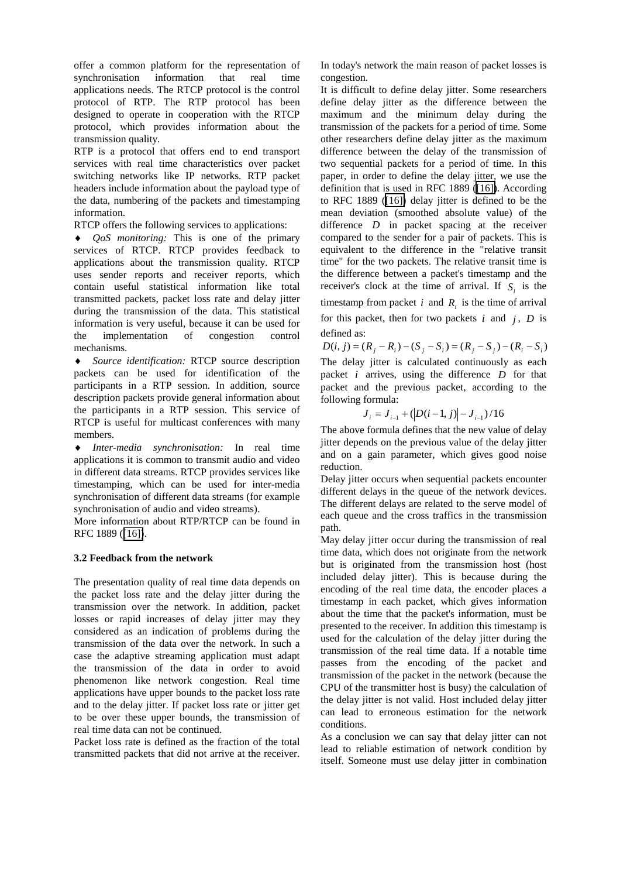offer a common platform for the representation of synchronisation information that real time applications needs. The RTCP protocol is the control protocol of RTP. The RTP protocol has been designed to operate in cooperation with the RTCP protocol, which provides information about the transmission quality.

RTP is a protocol that offers end to end transport services with real time characteristics over packet switching networks like IP networks. RTP packet headers include information about the payload type of the data, numbering of the packets and timestamping information.

RTCP offers the following services to applications:

♦ *QoS monitoring:* This is one of the primary services of RTCP. RTCP provides feedback to applications about the transmission quality. RTCP uses sender reports and receiver reports, which contain useful statistical information like total transmitted packets, packet loss rate and delay jitter during the transmission of the data. This statistical information is very useful, because it can be used for the implementation of congestion control mechanisms.

♦ *Source identification:* RTCP source description packets can be used for identification of the participants in a RTP session. In addition, source description packets provide general information about the participants in a RTP session. This service of RTCP is useful for multicast conferences with many members.

♦ *Inter-media synchronisation:* In real time applications it is common to transmit audio and video in different data streams. RTCP provides services like timestamping, which can be used for inter-media synchronisation of different data streams (for example synchronisation of audio and video streams).

More information about RTP/RTCP can be found in RFC 1889 ([16]).

### 3.2 Feedback from the network

The presentation quality of real time data depends on the packet loss rate and the delay jitter during the transmission over the network. In addition, packet losses or rapid increases of delay jitter may they considered as an indication of problems during the transmission of the data over the network. In such a case the adaptive streaming application must adapt the transmission of the data in order to avoid phenomenon like network congestion. Real time applications have upper bounds to the packet loss rate and to the delay jitter. If packet loss rate or jitter get to be over these upper bounds, the transmission of real time data can not be continued.

Packet loss rate is defined as the fraction of the total transmitted packets that did not arrive at the receiver. In today's network the main reason of packet losses is congestion.

It is difficult to define delay jitter. Some researchers define delay jitter as the difference between the maximum and the minimum delay during the transmission of the packets for a period of time. Some other researchers define delay jitter as the maximum difference between the delay of the transmission of two sequential packets for a period of time. In this paper, in order to define the delay jitter, we use the definition that is used in RFC 1889 ([16]). According to RFC 1889 ([16]) delay jitter is defined to be the mean deviation (smoothed absolute value) of the difference $D$ in packet spacing at the receiver compared to the sender for a pair of packets. This is equivalent to the difference in the "relative transit time" for the two packets. The relative transit time is the difference between a packet's timestamp and the receiver's clock at the time of arrival. If $S_i$ is the timestamp from packet $i$ and $R_i$ is the time of arrival for this packet, then for two packets $i$ and $j$, $D$ is defined as:

$$D(i, j) = (R_j - R_i) - (S_j - S_i) = (R_j - S_j) - (R_i - S_i)$$

The delay jitter is calculated continuously as each packet $i$ arrives, using the difference $D$ for that packet and the previous packet, according to the following formula:

$$J_i = J_{i-1} + (|D(i-1, j)| - J_{i-1})/16$$

The above formula defines that the new value of delay jitter depends on the previous value of the delay jitter and on a gain parameter, which gives good noise reduction.

Delay jitter occurs when sequential packets encounter different delays in the queue of the network devices. The different delays are related to the serve model of each queue and the cross traffics in the transmission path.

May delay jitter occur during the transmission of real time data, which does not originate from the network but is originated from the transmission host (host included delay jitter). This is because during the encoding of the real time data, the encoder places a timestamp in each packet, which gives information about the time that the packet's information, must be presented to the receiver. In addition this timestamp is used for the calculation of the delay jitter during the transmission of the real time data. If a notable time passes from the encoding of the packet and transmission of the packet in the network (because the CPU of the transmitter host is busy) the calculation of the delay jitter is not valid. Host included delay jitter can lead to erroneous estimation for the network conditions.

As a conclusion we can say that delay jitter can not lead to reliable estimation of network condition by itself. Someone must use delay jitter in combination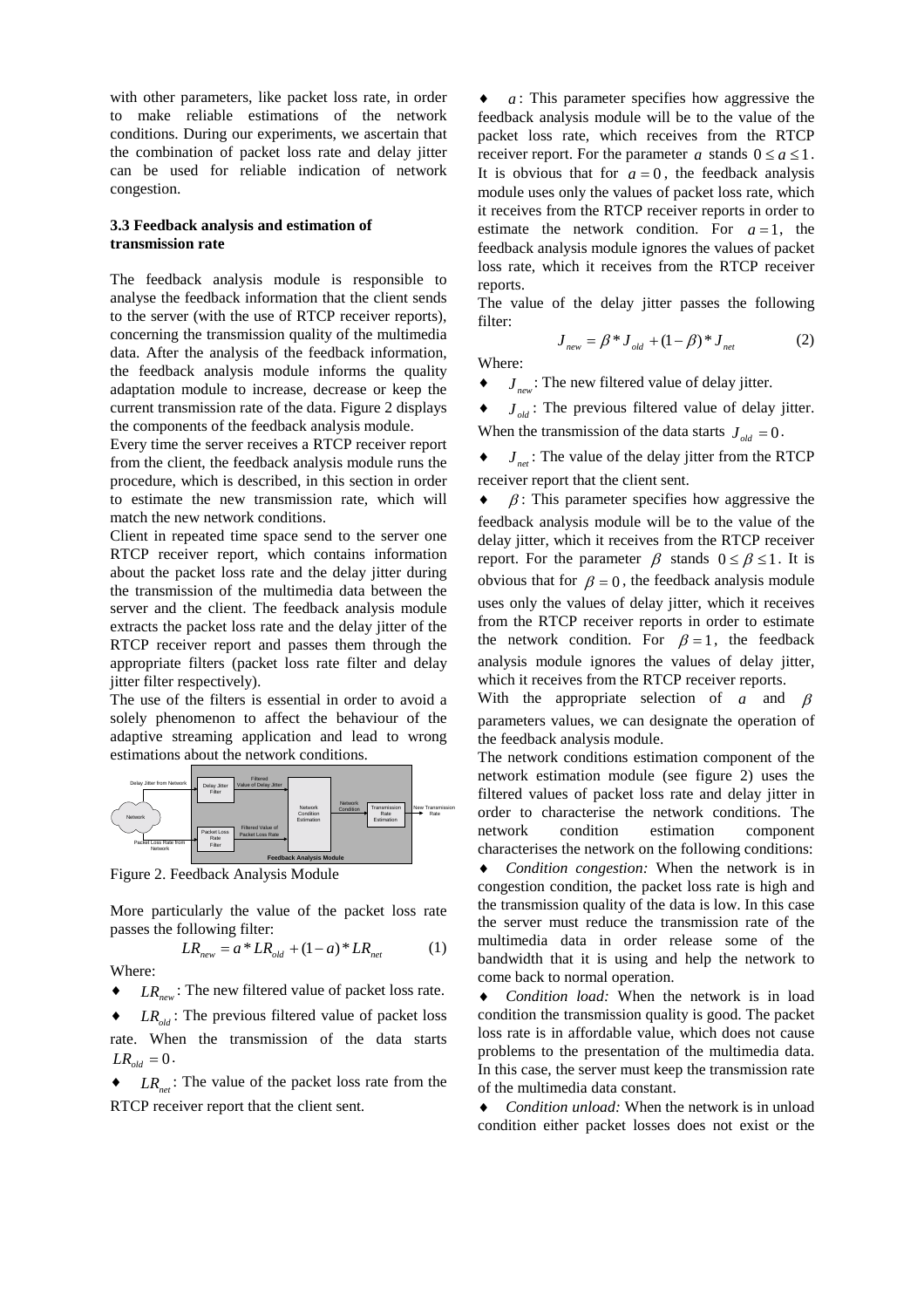with other parameters, like packet loss rate, in order to make reliable estimations of the network conditions. During our experiments, we ascertain that the combination of packet loss rate and delay jitter can be used for reliable indication of network congestion.

### 3.3 Feedback analysis and estimation of transmission rate

The feedback analysis module is responsible to analyse the feedback information that the client sends to the server (with the use of RTCP receiver reports), concerning the transmission quality of the multimedia data. After the analysis of the feedback information, the feedback analysis module informs the quality adaptation module to increase, decrease or keep the current transmission rate of the data. Figure 2 displays the components of the feedback analysis module.

Every time the server receives a RTCP receiver report from the client, the feedback analysis module runs the procedure, which is described, in this section in order to estimate the new transmission rate, which will match the new network conditions.

Client in repeated time space send to the server one RTCP receiver report, which contains information about the packet loss rate and the delay jitter during the transmission of the multimedia data between the server and the client. The feedback analysis module extracts the packet loss rate and the delay jitter of the RTCP receiver report and passes them through the appropriate filters (packet loss rate filter and delay jitter filter respectively).

The use of the filters is essential in order to avoid a solely phenomenon to affect the behaviour of the adaptive streaming application and lead to wrong estimations about the network conditions.

Figure 2. Feedback Analysis Module

More particularly the value of the packet loss rate passes the following filter:

$$LR_{new} = a * LR_{old} + (1 - a) * LR_{net} \tag{1}$$

Where:

- $LR_{new}$: The new filtered value of packet loss rate.
- $LR_{old}$: The previous filtered value of packet loss rate. When the transmission of the data starts $LR_{old} = 0$.
- $LR_{net}$: The value of the packet loss rate from the RTCP receiver report that the client sent.
- $a$: This parameter specifies how aggressive the feedback analysis module will be to the value of the packet loss rate, which receives from the RTCP receiver report. For the parameter $a$ stands $0 \le a \le 1$. It is obvious that for $a = 0$, the feedback analysis module uses only the values of packet loss rate, which it receives from the RTCP receiver reports in order to estimate the network condition. For $a = 1$, the feedback analysis module ignores the values of packet loss rate, which it receives from the RTCP receiver reports.

The value of the delay jitter passes the following filter:

$$J_{new} = \beta * J_{old} + (1 - \beta) * J_{net} \tag{2}$$

Where:

- $J_{new}$: The new filtered value of delay jitter.
- $J_{old}$: The previous filtered value of delay jitter. When the transmission of the data starts $J_{old} = 0$.
- $J_{net}$: The value of the delay jitter from the RTCP receiver report that the client sent.
- $\beta$: This parameter specifies how aggressive the feedback analysis module will be to the value of the delay jitter, which it receives from the RTCP receiver report. For the parameter $\beta$ stands $0 \le \beta \le 1$. It is obvious that for $\beta = 0$, the feedback analysis module uses only the values of delay jitter, which it receives from the RTCP receiver reports in order to estimate the network condition. For $\beta = 1$, the feedback analysis module ignores the values of delay jitter, which it receives from the RTCP receiver reports.

With the appropriate selection of $a$ and $\beta$ parameters values, we can designate the operation of the feedback analysis module.

The network conditions estimation component of the network estimation module (see figure 2) uses the filtered values of packet loss rate and delay jitter in order to characterise the network conditions. The network condition estimation component characterises the network on the following conditions:

- *Condition congestion:* When the network is in congestion condition, the packet loss rate is high and the transmission quality of the data is low. In this case the server must reduce the transmission rate of the multimedia data in order release some of the bandwidth that it is using and help the network to come back to normal operation.
- *Condition load:* When the network is in load condition the transmission quality is good. The packet loss rate is in affordable value, which does not cause problems to the presentation of the multimedia data. In this case, the server must keep the transmission rate of the multimedia data constant.
- *Condition unload:* When the network is in unload condition either packet losses does not exist or the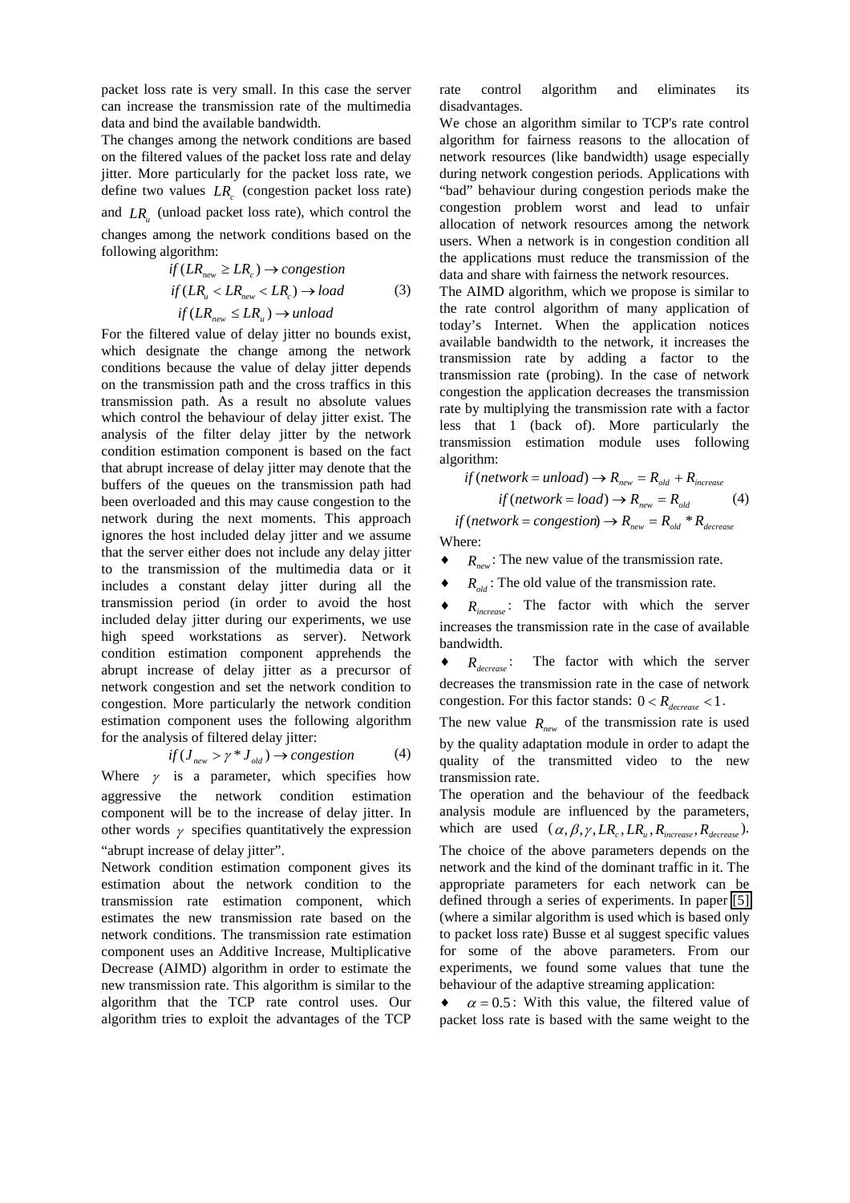packet loss rate is very small. In this case the server can increase the transmission rate of the multimedia data and bind the available bandwidth.

The changes among the network conditions are based on the filtered values of the packet loss rate and delay jitter. More particularly for the packet loss rate, we define two values $LR_c$ (congestion packet loss rate) and $LR_u$ (unload packet loss rate), which control the changes among the network conditions based on the following algorithm:

$$\begin{aligned} &if\,(LR_{new} \geq LR_c) \rightarrow congestion \\ &if\,(LR_u < LR_{new} < LR_c) \rightarrow load \\ &if\,(LR_{new} \leq LR_u) \rightarrow unload \end{aligned} \quad (3)$$

For the filtered value of delay jitter no bounds exist, which designate the change among the network conditions because the value of delay jitter depends on the transmission path and the cross traffics in this transmission path. As a result no absolute values which control the behaviour of delay jitter exist. The analysis of the filter delay jitter by the network condition estimation component is based on the fact that abrupt increase of delay jitter may denote that the buffers of the queues on the transmission path had been overloaded and this may cause congestion to the network during the next moments. This approach ignores the host included delay jitter and we assume that the server either does not include any delay jitter to the transmission of the multimedia data or it includes a constant delay jitter during all the transmission period (in order to avoid the host included delay jitter during our experiments, we use high speed workstations as server). Network condition estimation component apprehends the abrupt increase of delay jitter as a precursor of network congestion and set the network condition to congestion. More particularly the network condition estimation component uses the following algorithm for the analysis of filtered delay jitter:

$$if\,(J_{new} > \gamma * J_{old}) \rightarrow congestion \quad (4)$$

Where $\gamma$ is a parameter, which specifies how aggressive the network condition estimation component will be to the increase of delay jitter. In other words $\gamma$ specifies quantitatively the expression "abrupt increase of delay jitter".

Network condition estimation component gives its estimation about the network condition to the transmission rate estimation component, which estimates the new transmission rate based on the network conditions. The transmission rate estimation component uses an Additive Increase, Multiplicative Decrease (AIMD) algorithm in order to estimate the new transmission rate. This algorithm is similar to the algorithm that the TCP rate control uses. Our algorithm tries to exploit the advantages of the TCP rate control algorithm and eliminates its disadvantages.

We chose an algorithm similar to TCP's rate control algorithm for fairness reasons to the allocation of network resources (like bandwidth) usage especially during network congestion periods. Applications with "bad" behaviour during congestion periods make the congestion problem worst and lead to unfair allocation of network resources among the network users. When a network is in congestion condition all the applications must reduce the transmission of the data and share with fairness the network resources.

The AIMD algorithm, which we propose is similar to the rate control algorithm of many application of today's Internet. When the application notices available bandwidth to the network, it increases the transmission rate by adding a factor to the transmission rate (probing). In the case of network congestion the application decreases the transmission rate by multiplying the transmission rate with a factor less that 1 (back of). More particularly the transmission estimation module uses following algorithm:

$$\begin{aligned} &if\,(network = unload) \rightarrow R_{new} = R_{old} + R_{increase} \\ &if\,(network = load) \rightarrow R_{new} = R_{old} \\ &if\,(network = congestion) \rightarrow R_{new} = R_{old} * R_{decrease} \end{aligned} \quad (4)$$

Where:

- $R_{new}$: The new value of the transmission rate.
- $R_{old}$: The old value of the transmission rate.
- $R_{increase}$: The factor with which the server increases the transmission rate in the case of available bandwidth.
- $R_{decrease}$: The factor with which the server decreases the transmission rate in the case of network congestion. For this factor stands: $0 < R_{decrease} < 1$.

The new value $R_{new}$ of the transmission rate is used by the quality adaptation module in order to adapt the quality of the transmitted video to the new transmission rate.

The operation and the behaviour of the feedback analysis module are influenced by the parameters, which are used $(\alpha, \beta, \gamma, LR_c, LR_u, R_{increase}, R_{decrease})$.

The choice of the above parameters depends on the network and the kind of the dominant traffic in it. The appropriate parameters for each network can be defined through a series of experiments. In paper [5] (where a similar algorithm is used which is based only to packet loss rate) Busse et al suggest specific values for some of the above parameters. From our experiments, we found some values that tune the behaviour of the adaptive streaming application:

- $\alpha = 0.5$: With this value, the filtered value of packet loss rate is based with the same weight to the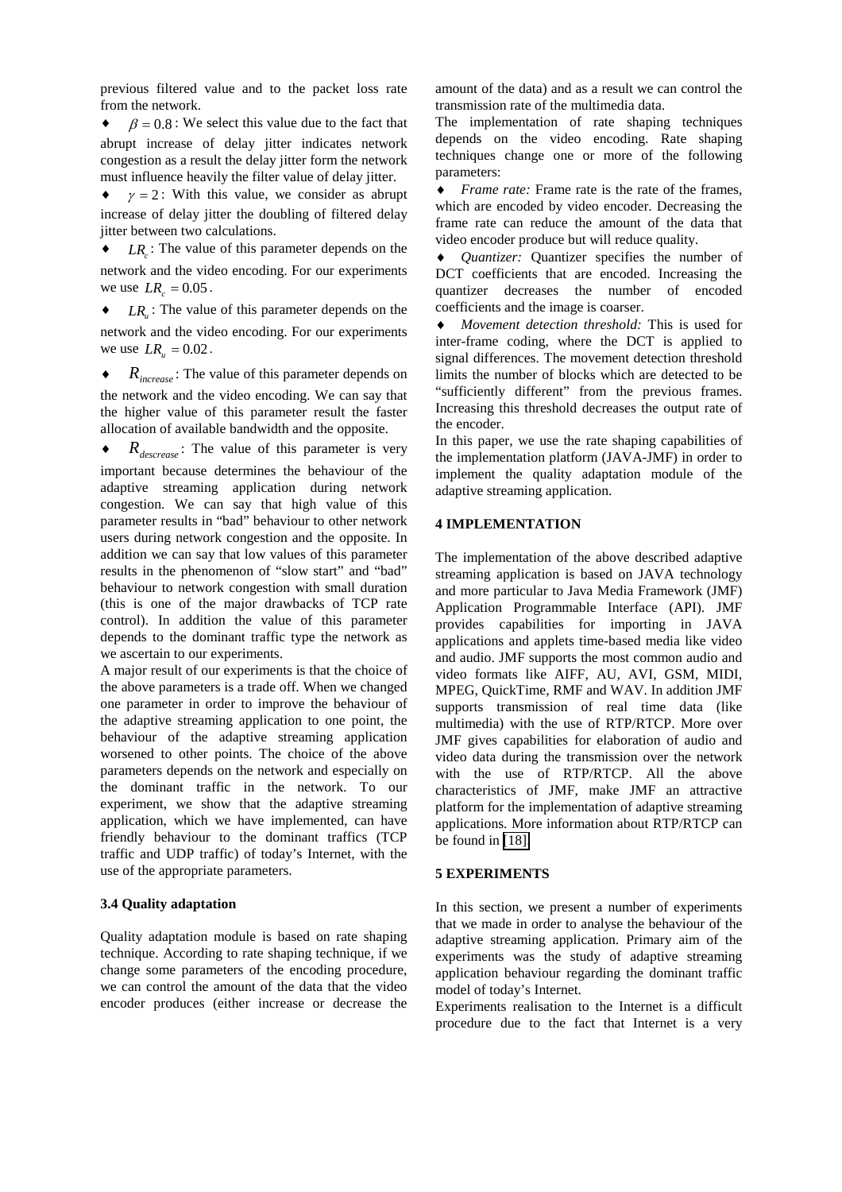previous filtered value and to the packet loss rate from the network.

- $\beta = 0.8$ : We select this value due to the fact that abrupt increase of delay jitter indicates network congestion as a result the delay jitter form the network must influence heavily the filter value of delay jitter.
- $\gamma = 2$ : With this value, we consider as abrupt increase of delay jitter the doubling of filtered delay jitter between two calculations.
- $LR_c$ : The value of this parameter depends on the network and the video encoding. For our experiments we use $LR_c = 0.05$.
- $LR_u$ : The value of this parameter depends on the network and the video encoding. For our experiments we use $LR_u = 0.02$.
- $R_{increase}$ : The value of this parameter depends on the network and the video encoding. We can say that the higher value of this parameter result the faster allocation of available bandwidth and the opposite.
- $R_{descrease}$ : The value of this parameter is very important because determines the behaviour of the adaptive streaming application during network congestion. We can say that high value of this parameter results in "bad" behaviour to other network users during network congestion and the opposite. In addition we can say that low values of this parameter results in the phenomenon of "slow start" and "bad" behaviour to network congestion with small duration (this is one of the major drawbacks of TCP rate control). In addition the value of this parameter depends to the dominant traffic type the network as we ascertain to our experiments.

A major result of our experiments is that the choice of the above parameters is a trade off. When we changed one parameter in order to improve the behaviour of the adaptive streaming application to one point, the behaviour of the adaptive streaming application worsened to other points. The choice of the above parameters depends on the network and especially on the dominant traffic in the network. To our experiment, we show that the adaptive streaming application, which we have implemented, can have friendly behaviour to the dominant traffics (TCP traffic and UDP traffic) of today's Internet, with the use of the appropriate parameters.

### 3.4 Quality adaptation

Quality adaptation module is based on rate shaping technique. According to rate shaping technique, if we change some parameters of the encoding procedure, we can control the amount of the data that the video encoder produces (either increase or decrease the amount of the data) and as a result we can control the transmission rate of the multimedia data.

The implementation of rate shaping techniques depends on the video encoding. Rate shaping techniques change one or more of the following parameters:

- *Frame rate:* Frame rate is the rate of the frames, which are encoded by video encoder. Decreasing the frame rate can reduce the amount of the data that video encoder produce but will reduce quality.
- *Quantizer:* Quantizer specifies the number of DCT coefficients that are encoded. Increasing the quantizer decreases the number of encoded coefficients and the image is coarser.
- *Movement detection threshold:* This is used for inter-frame coding, where the DCT is applied to signal differences. The movement detection threshold limits the number of blocks which are detected to be "sufficiently different" from the previous frames. Increasing this threshold decreases the output rate of the encoder.

In this paper, we use the rate shaping capabilities of the implementation platform (JAVA-JMF) in order to implement the quality adaptation module of the adaptive streaming application.

## 4 IMPLEMENTATION

The implementation of the above described adaptive streaming application is based on JAVA technology and more particular to Java Media Framework (JMF) Application Programmable Interface (API). JMF provides capabilities for importing in JAVA applications and applets time-based media like video and audio. JMF supports the most common audio and video formats like AIFF, AU, AVI, GSM, MIDI, MPEG, QuickTime, RMF and WAV. In addition JMF supports transmission of real time data (like multimedia) with the use of RTP/RTCP. More over JMF gives capabilities for elaboration of audio and video data during the transmission over the network with the use of RTP/RTCP. All the above characteristics of JMF, make JMF an attractive platform for the implementation of adaptive streaming applications. More information about RTP/RTCP can be found in [18].

## 5 EXPERIMENTS

In this section, we present a number of experiments that we made in order to analyse the behaviour of the adaptive streaming application. Primary aim of the experiments was the study of adaptive streaming application behaviour regarding the dominant traffic model of today's Internet.

Experiments realisation to the Internet is a difficult procedure due to the fact that Internet is a very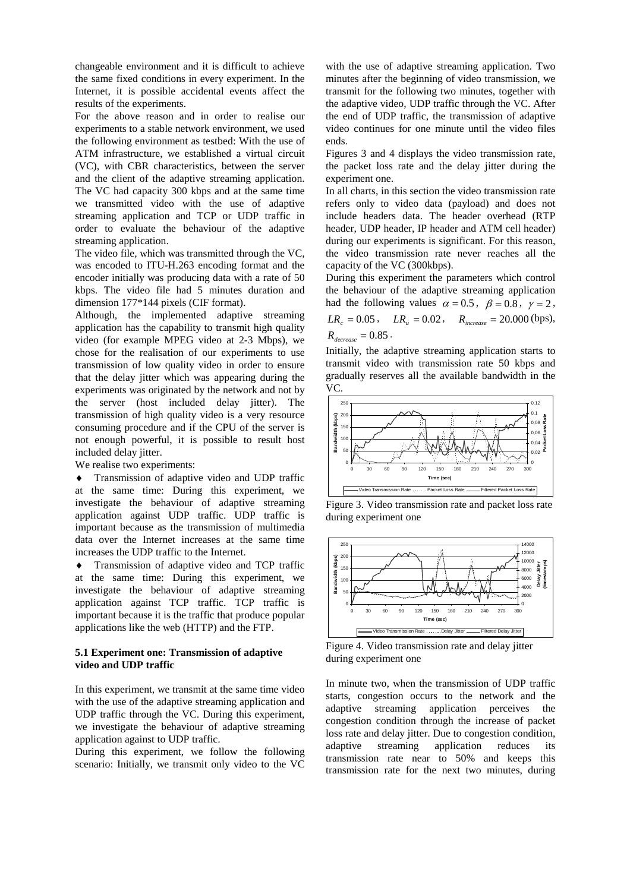changeable environment and it is difficult to achieve the same fixed conditions in every experiment. In the Internet, it is possible accidental events affect the results of the experiments.

For the above reason and in order to realise our experiments to a stable network environment, we used the following environment as testbed: With the use of ATM infrastructure, we established a virtual circuit (VC), with CBR characteristics, between the server and the client of the adaptive streaming application. The VC had capacity 300 kbps and at the same time we transmitted video with the use of adaptive streaming application and TCP or UDP traffic in order to evaluate the behaviour of the adaptive streaming application.

The video file, which was transmitted through the VC, was encoded to ITU-H.263 encoding format and the encoder initially was producing data with a rate of 50 kbps. The video file had 5 minutes duration and dimension 177*144 pixels (CIF format).

Although, the implemented adaptive streaming application has the capability to transmit high quality video (for example MPEG video at 2-3 Mbps), we chose for the realisation of our experiments to use transmission of low quality video in order to ensure that the delay jitter which was appearing during the experiments was originated by the network and not by the server (host included delay jitter). The transmission of high quality video is a very resource consuming procedure and if the CPU of the server is not enough powerful, it is possible to result host included delay jitter.

We realise two experiments:

- Transmission of adaptive video and UDP traffic at the same time: During this experiment, we investigate the behaviour of adaptive streaming application against UDP traffic. UDP traffic is important because as the transmission of multimedia data over the Internet increases at the same time increases the UDP traffic to the Internet.
- Transmission of adaptive video and TCP traffic at the same time: During this experiment, we investigate the behaviour of adaptive streaming application against TCP traffic. TCP traffic is important because it is the traffic that produce popular applications like the web (HTTP) and the FTP.

### 5.1 Experiment one: Transmission of adaptive video and UDP traffic

In this experiment, we transmit at the same time video with the use of the adaptive streaming application and UDP traffic through the VC. During this experiment, we investigate the behaviour of adaptive streaming application against to UDP traffic.

During this experiment, we follow the following scenario: Initially, we transmit only video to the VC with the use of adaptive streaming application. Two minutes after the beginning of video transmission, we transmit for the following two minutes, together with the adaptive video, UDP traffic through the VC. After the end of UDP traffic, the transmission of adaptive video continues for one minute until the video files ends.

Figures 3 and 4 displays the video transmission rate, the packet loss rate and the delay jitter during the experiment one.

In all charts, in this section the video transmission rate refers only to video data (payload) and does not include headers data. The header overhead (RTP header, UDP header, IP header and ATM cell header) during our experiments is significant. For this reason, the video transmission rate never reaches all the capacity of the VC (300kbps).

During this experiment the parameters which control the behaviour of the adaptive streaming application had the following values $\alpha = 0.5$, $\beta = 0.8$, $\gamma = 2$, $LR_c = 0.05$, $LR_u = 0.02$, $R_{increase} = 20.000$ (bps), $R_{decrease} = 0.85$.

Initially, the adaptive streaming application starts to transmit video with transmission rate 50 kbps and gradually reserves all the available bandwidth in the VC.

Figure 3. Video transmission rate and packet loss rate during experiment one

Figure 4. Video transmission rate and delay jitter during experiment one

In minute two, when the transmission of UDP traffic starts, congestion occurs to the network and the adaptive streaming application perceives the congestion condition through the increase of packet loss rate and delay jitter. Due to congestion condition, adaptive streaming application reduces its transmission rate near to 50% and keeps this transmission rate for the next two minutes, during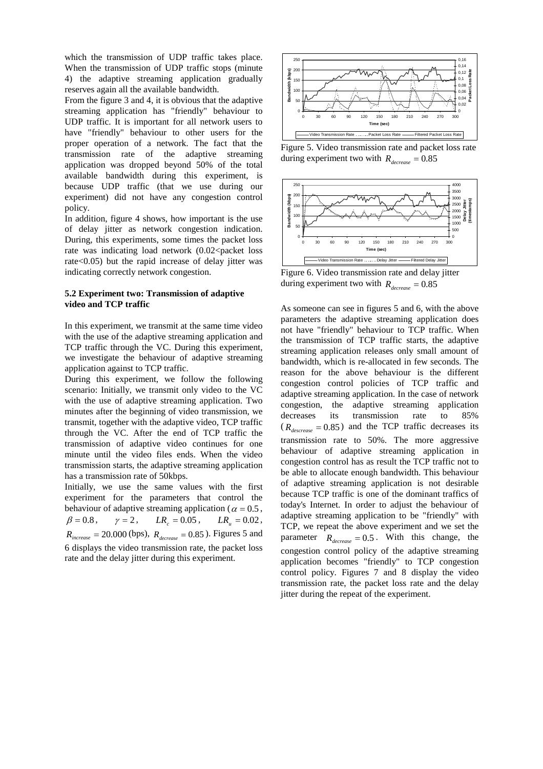which the transmission of UDP traffic takes place. When the transmission of UDP traffic stops (minute 4) the adaptive streaming application gradually reserves again all the available bandwidth.

From the figure 3 and 4, it is obvious that the adaptive streaming application has "friendly" behaviour to UDP traffic. It is important for all network users to have "friendly" behaviour to other users for the proper operation of a network. The fact that the transmission rate of the adaptive streaming application was dropped beyond 50% of the total available bandwidth during this experiment, is because UDP traffic (that we use during our experiment) did not have any congestion control policy.

In addition, figure 4 shows, how important is the use of delay jitter as network congestion indication. During, this experiments, some times the packet loss rate was indicating load network (0.02<packet loss rate<0.05) but the rapid increase of delay jitter was indicating correctly network congestion.

### 5.2 Experiment two: Transmission of adaptive video and TCP traffic

In this experiment, we transmit at the same time video with the use of the adaptive streaming application and TCP traffic through the VC. During this experiment, we investigate the behaviour of adaptive streaming application against to TCP traffic.

During this experiment, we follow the following scenario: Initially, we transmit only video to the VC with the use of adaptive streaming application. Two minutes after the beginning of video transmission, we transmit, together with the adaptive video, TCP traffic through the VC. After the end of TCP traffic the transmission of adaptive video continues for one minute until the video files ends. When the video transmission starts, the adaptive streaming application has a transmission rate of 50kbps.

Initially, we use the same values with the first experiment for the parameters that control the behaviour of adaptive streaming application ($\alpha = 0.5$, $\beta = 0.8$, $\gamma = 2$, $LR_c = 0.05$, $LR_u = 0.02$, $R_{increase} = 20.000$ (bps), $R_{decrease} = 0.85$). Figures 5 and 6 displays the video transmission rate, the packet loss rate and the delay jitter during this experiment.

Figure 5. Video transmission rate and packet loss rate during experiment two with $R_{decrease} = 0.85$

Figure 6. Video transmission rate and delay jitter during experiment two with $R_{decrease} = 0.85$

As someone can see in figures 5 and 6, with the above parameters the adaptive streaming application does not have "friendly" behaviour to TCP traffic. When the transmission of TCP traffic starts, the adaptive streaming application releases only small amount of bandwidth, which is re-allocated in few seconds. The reason for the above behaviour is the different congestion control policies of TCP traffic and adaptive streaming application. In the case of network congestion, the adaptive streaming application decreases its transmission rate to 85% ($R_{descrease} = 0.85$) and the TCP traffic decreases its transmission rate to 50%. The more aggressive behaviour of adaptive streaming application in congestion control has as result the TCP traffic not to be able to allocate enough bandwidth. This behaviour of adaptive streaming application is not desirable because TCP traffic is one of the dominant traffics of today's Internet. In order to adjust the behaviour of adaptive streaming application to be "friendly" with TCP, we repeat the above experiment and we set the parameter $R_{decrease} = 0.5$. With this change, the congestion control policy of the adaptive streaming application becomes "friendly" to TCP congestion control policy. Figures 7 and 8 display the video transmission rate, the packet loss rate and the delay jitter during the repeat of the experiment.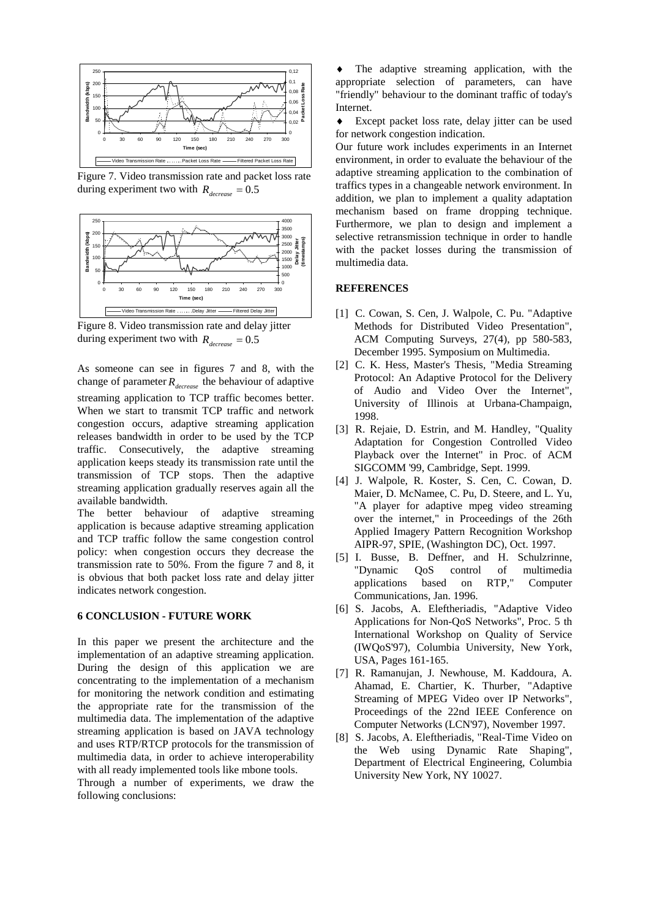Figure 7. Video transmission rate and packet loss rate during experiment two with $R_{decrease} = 0.5$

Figure 8. Video transmission rate and delay jitter during experiment two with $R_{decrease} = 0.5$

As someone can see in figures 7 and 8, with the change of parameter $R_{decrease}$ the behaviour of adaptive streaming application to TCP traffic becomes better. When we start to transmit TCP traffic and network congestion occurs, adaptive streaming application releases bandwidth in order to be used by the TCP traffic. Consecutively, the adaptive streaming application keeps steady its transmission rate until the transmission of TCP stops. Then the adaptive streaming application gradually reserves again all the available bandwidth.

The better behaviour of adaptive streaming application is because adaptive streaming application and TCP traffic follow the same congestion control policy: when congestion occurs they decrease the transmission rate to 50%. From the figure 7 and 8, it is obvious that both packet loss rate and delay jitter indicates network congestion.

## 6 CONCLUSION - FUTURE WORK

In this paper we present the architecture and the implementation of an adaptive streaming application. During the design of this application we are concentrating to the implementation of a mechanism for monitoring the network condition and estimating the appropriate rate for the transmission of the multimedia data. The implementation of the adaptive streaming application is based on JAVA technology and uses RTP/RTCP protocols for the transmission of multimedia data, in order to achieve interoperability with all ready implemented tools like mbone tools.

Through a number of experiments, we draw the following conclusions:

- The adaptive streaming application, with the appropriate selection of parameters, can have "friendly" behaviour to the dominant traffic of today's Internet.
- Except packet loss rate, delay jitter can be used for network congestion indication.

Our future work includes experiments in an Internet environment, in order to evaluate the behaviour of the adaptive streaming application to the combination of traffics types in a changeable network environment. In addition, we plan to implement a quality adaptation mechanism based on frame dropping technique. Furthermore, we plan to design and implement a selective retransmission technique in order to handle with the packet losses during the transmission of multimedia data.

## REFERENCES

[1] C. Cowan, S. Cen, J. Walpole, C. Pu. "Adaptive Methods for Distributed Video Presentation", ACM Computing Surveys, 27(4), pp 580-583, December 1995. Symposium on Multimedia.

[2] C. K. Hess, Master's Thesis, "Media Streaming Protocol: An Adaptive Protocol for the Delivery of Audio and Video Over the Internet", University of Illinois at Urbana-Champaign, 1998.

[3] R. Rejaie, D. Estrin, and M. Handley, "Quality Adaptation for Congestion Controlled Video Playback over the Internet" in Proc. of ACM SIGCOMM '99, Cambridge, Sept. 1999.

[4] J. Walpole, R. Koster, S. Cen, C. Cowan, D. Maier, D. McNamee, C. Pu, D. Steere, and L. Yu, "A player for adaptive mpeg video streaming over the internet," in Proceedings of the 26th Applied Imagery Pattern Recognition Workshop AIPR-97, SPIE, (Washington DC), Oct. 1997.

[5] I. Busse, B. Deffner, and H. Schulzrinne, "Dynamic QoS control of multimedia applications based on RTP," Computer Communications, Jan. 1996.

[6] S. Jacobs, A. Eleftheriadis, "Adaptive Video Applications for Non-QoS Networks", Proc. 5 th International Workshop on Quality of Service (IWQoS'97), Columbia University, New York, USA, Pages 161-165.

[7] R. Ramanujan, J. Newhouse, M. Kaddoura, A. Ahamad, E. Chartier, K. Thurber, "Adaptive Streaming of MPEG Video over IP Networks", Proceedings of the 22nd IEEE Conference on Computer Networks (LCN'97), November 1997.

[8] S. Jacobs, A. Eleftheriadis, "Real-Time Video on the Web using Dynamic Rate Shaping", Department of Electrical Engineering, Columbia University New York, NY 10027.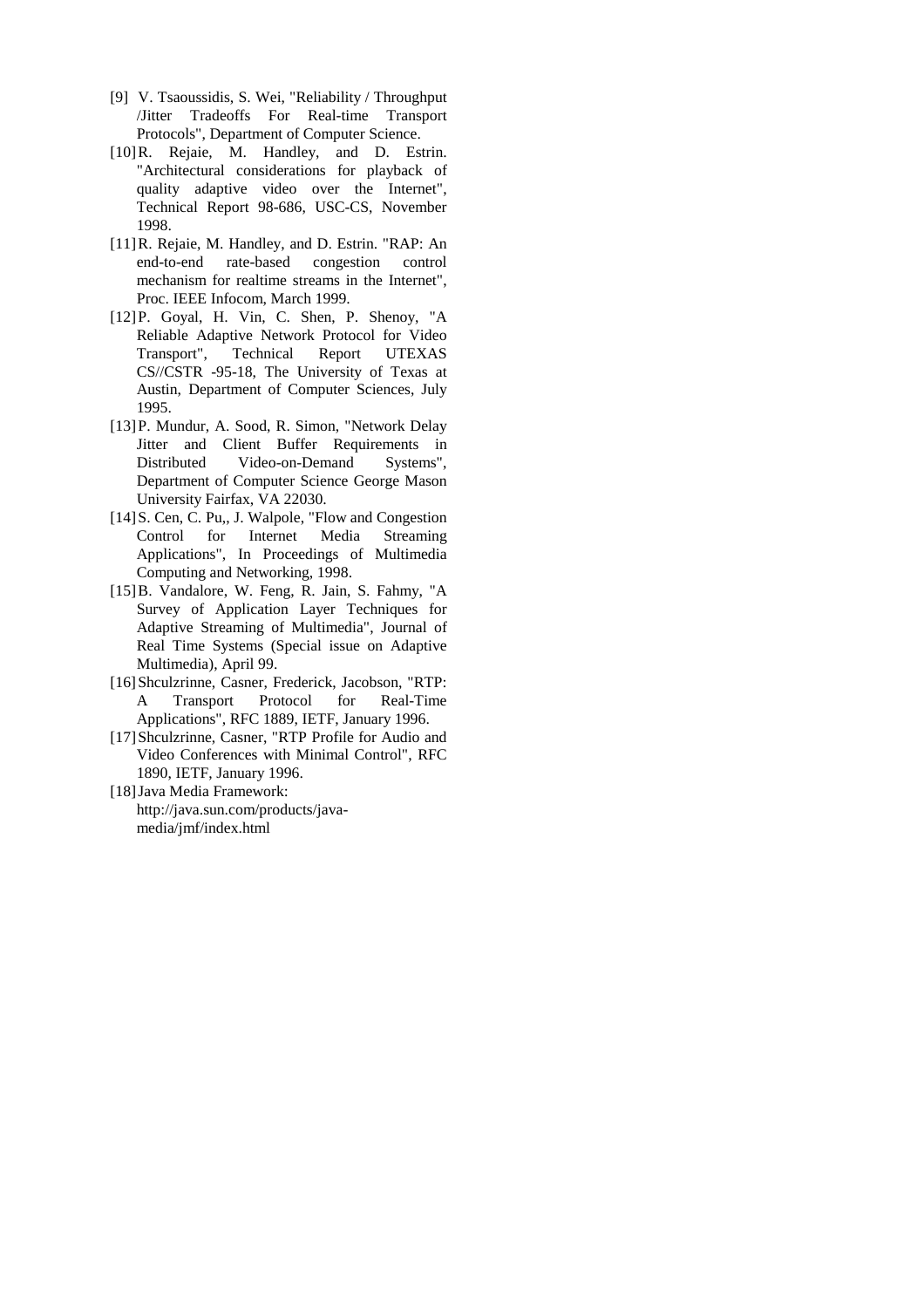[9] V. Tsaoussidis, S. Wei, "Reliability / Throughput /Jitter Tradeoffs For Real-time Transport Protocols", Department of Computer Science.

[10] R. Rejaie, M. Handley, and D. Estrin. "Architectural considerations for playback of quality adaptive video over the Internet", Technical Report 98-686, USC-CS, November 1998.

[11] R. Rejaie, M. Handley, and D. Estrin. "RAP: An end-to-end rate-based congestion control mechanism for realtime streams in the Internet", Proc. IEEE Infocom, March 1999.

[12] P. Goyal, H. Vin, C. Shen, P. Shenoy, "A Reliable Adaptive Network Protocol for Video Transport", Technical Report UTEXAS CS//CSTR -95-18, The University of Texas at Austin, Department of Computer Sciences, July 1995.

[13] P. Mundur, A. Sood, R. Simon, "Network Delay Jitter and Client Buffer Requirements in Distributed Video-on-Demand Systems", Department of Computer Science George Mason University Fairfax, VA 22030.

[14] S. Cen, C. Pu,, J. Walpole, "Flow and Congestion Control for Internet Media Streaming Applications", In Proceedings of Multimedia Computing and Networking, 1998.

[15] B. Vandalore, W. Feng, R. Jain, S. Fahmy, "A Survey of Application Layer Techniques for Adaptive Streaming of Multimedia", Journal of Real Time Systems (Special issue on Adaptive Multimedia), April 99.

[16] Shculzrinne, Casner, Frederick, Jacobson, "RTP: A Transport Protocol for Real-Time Applications", RFC 1889, IETF, January 1996.

[17] Shculzrinne, Casner, "RTP Profile for Audio and Video Conferences with Minimal Control", RFC 1890, IETF, January 1996.

[18] Java Media Framework: http://java.sun.com/products/java-media/jmf/index.html